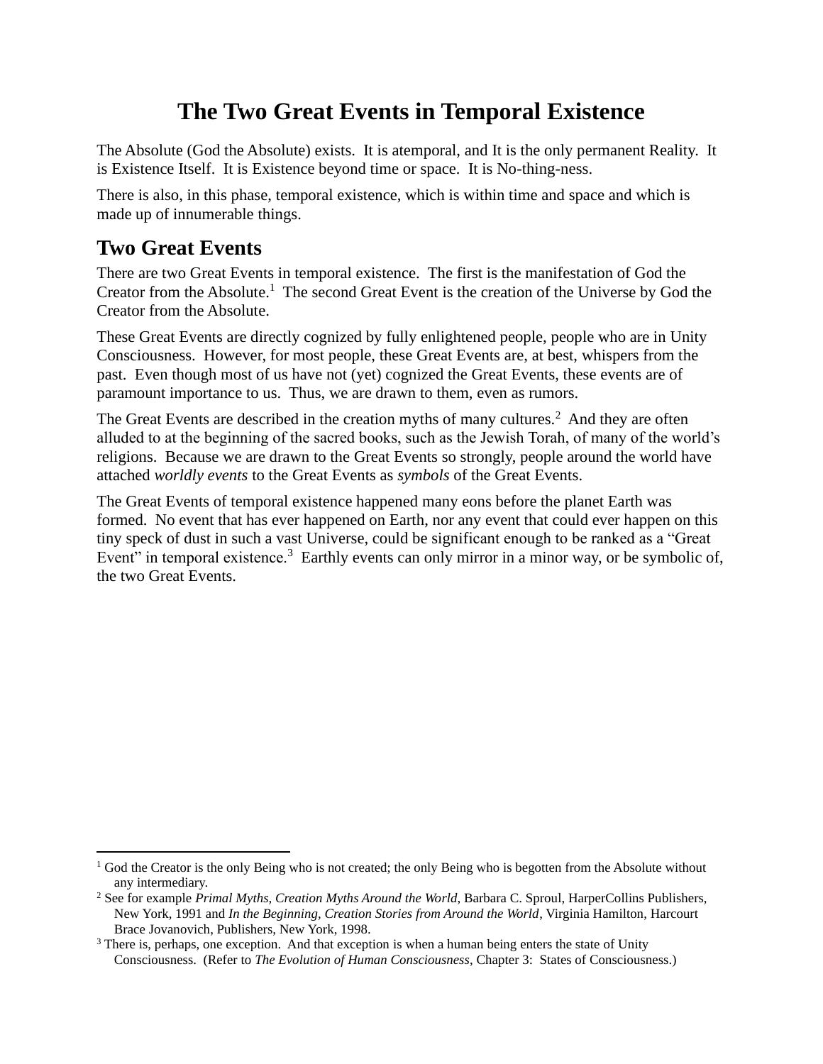# The Two Great Events in Temporal Existence

The Absolute (God the Absolute) exists. It is atemporal, and It is the only permanent Reality. It is Existence Itself. It is Existence beyond time or space. It is No-thing-ness.

There is also, in this phase, temporal existence, which is within time and space and which is made up of innumerable things.

## Two Great Events

There are two Great Events in temporal existence. The first is the manifestation of God the Creator from the Absolute.[1] The second Great Event is the creation of the Universe by God the Creator from the Absolute.

These Great Events are directly cognized by fully enlightened people, people who are in Unity Consciousness. However, for most people, these Great Events are, at best, whispers from the past. Even though most of us have not (yet) cognized the Great Events, these events are of paramount importance to us. Thus, we are drawn to them, even as rumors.

The Great Events are described in the creation myths of many cultures.[2] And they are often alluded to at the beginning of the sacred books, such as the Jewish Torah, of many of the world's religions. Because we are drawn to the Great Events so strongly, people around the world have attached *worldly events* to the Great Events as *symbols* of the Great Events.

The Great Events of temporal existence happened many eons before the planet Earth was formed. No event that has ever happened on Earth, nor any event that could ever happen on this tiny speck of dust in such a vast Universe, could be significant enough to be ranked as a "Great Event" in temporal existence.[3] Earthly events can only mirror in a minor way, or be symbolic of, the two Great Events.

---

[1] God the Creator is the only Being who is not created; the only Being who is begotten from the Absolute without any intermediary.

[2] See for example *Primal Myths, Creation Myths Around the World*, Barbara C. Sproul, HarperCollins Publishers, New York, 1991 and *In the Beginning, Creation Stories from Around the World*, Virginia Hamilton, Harcourt Brace Jovanovich, Publishers, New York, 1998.

[3] There is, perhaps, one exception. And that exception is when a human being enters the state of Unity Consciousness. (Refer to *The Evolution of Human Consciousness*, Chapter 3: States of Consciousness.)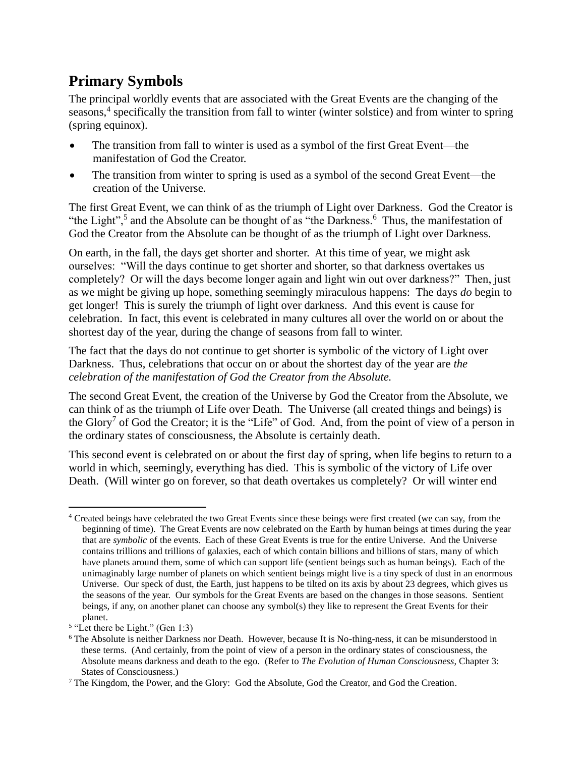## Primary Symbols

The principal worldly events that are associated with the Great Events are the changing of the seasons,[4] specifically the transition from fall to winter (winter solstice) and from winter to spring (spring equinox).

- The transition from fall to winter is used as a symbol of the first Great Event—the manifestation of God the Creator.
- The transition from winter to spring is used as a symbol of the second Great Event—the creation of the Universe.

The first Great Event, we can think of as the triumph of Light over Darkness. God the Creator is "the Light",[5] and the Absolute can be thought of as "the Darkness.[6] Thus, the manifestation of God the Creator from the Absolute can be thought of as the triumph of Light over Darkness.

On earth, in the fall, the days get shorter and shorter. At this time of year, we might ask ourselves: "Will the days continue to get shorter and shorter, so that darkness overtakes us completely? Or will the days become longer again and light win out over darkness?" Then, just as we might be giving up hope, something seemingly miraculous happens: The days *do* begin to get longer! This is surely the triumph of light over darkness. And this event is cause for celebration. In fact, this event is celebrated in many cultures all over the world on or about the shortest day of the year, during the change of seasons from fall to winter.

The fact that the days do not continue to get shorter is symbolic of the victory of Light over Darkness. Thus, celebrations that occur on or about the shortest day of the year are *the celebration of the manifestation of God the Creator from the Absolute.*

The second Great Event, the creation of the Universe by God the Creator from the Absolute, we can think of as the triumph of Life over Death. The Universe (all created things and beings) is the Glory[7] of God the Creator; it is the "Life" of God. And, from the point of view of a person in the ordinary states of consciousness, the Absolute is certainly death.

This second event is celebrated on or about the first day of spring, when life begins to return to a world in which, seemingly, everything has died. This is symbolic of the victory of Life over Death. (Will winter go on forever, so that death overtakes us completely? Or will winter end

---

[4] Created beings have celebrated the two Great Events since these beings were first created (we can say, from the beginning of time). The Great Events are now celebrated on the Earth by human beings at times during the year that are *symbolic* of the events. Each of these Great Events is true for the entire Universe. And the Universe contains trillions and trillions of galaxies, each of which contain billions and billions of stars, many of which have planets around them, some of which can support life (sentient beings such as human beings). Each of the unimaginably large number of planets on which sentient beings might live is a tiny speck of dust in an enormous Universe. Our speck of dust, the Earth, just happens to be tilted on its axis by about 23 degrees, which gives us the seasons of the year. Our symbols for the Great Events are based on the changes in those seasons. Sentient beings, if any, on another planet can choose any symbol(s) they like to represent the Great Events for their planet.

[5] "Let there be Light." (Gen 1:3)

[6] The Absolute is neither Darkness nor Death. However, because It is No-thing-ness, it can be misunderstood in these terms. (And certainly, from the point of view of a person in the ordinary states of consciousness, the Absolute means darkness and death to the ego. (Refer to *The Evolution of Human Consciousness*, Chapter 3: States of Consciousness.)

[7] The Kingdom, the Power, and the Glory: God the Absolute, God the Creator, and God the Creation.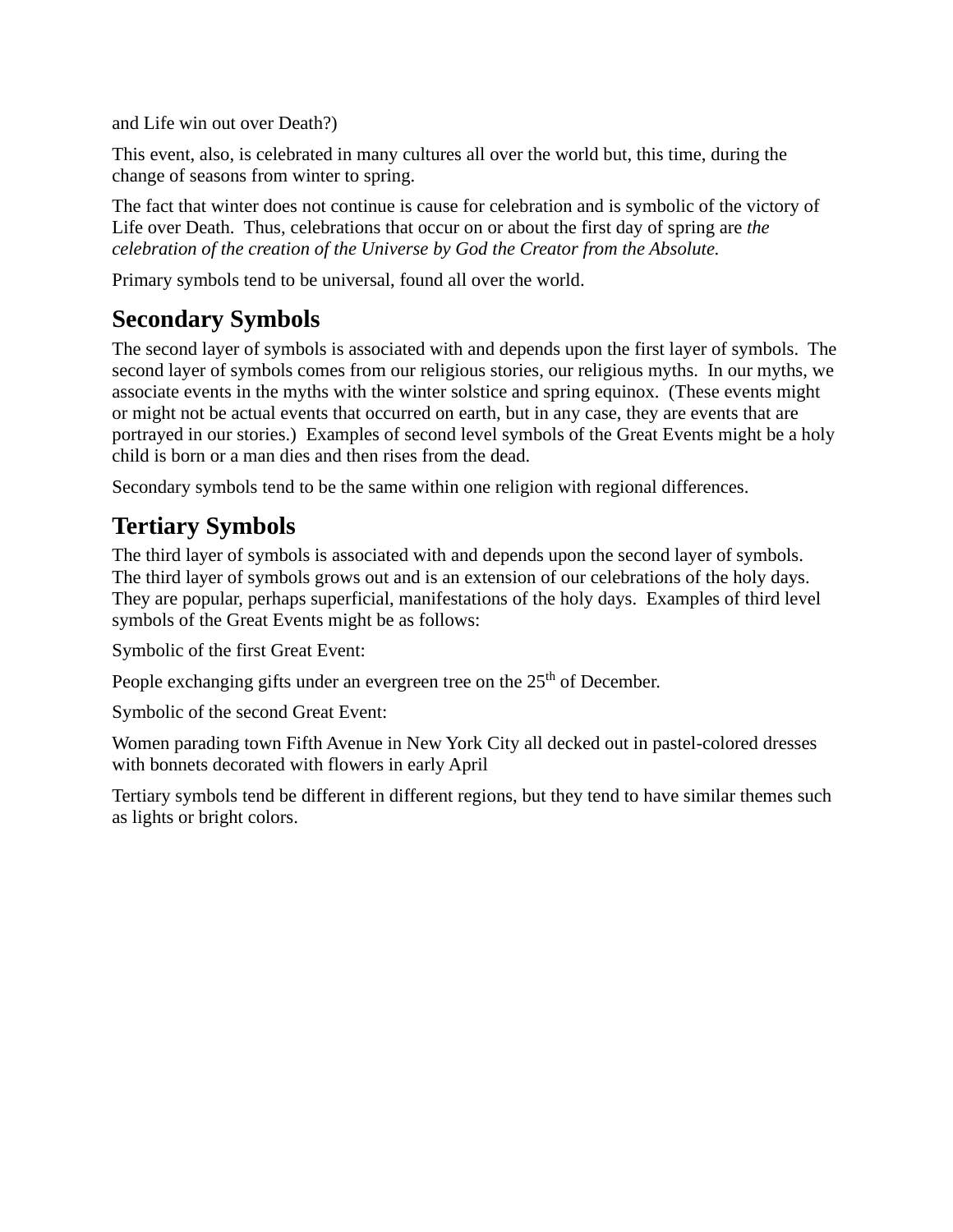and Life win out over Death?)

This event, also, is celebrated in many cultures all over the world but, this time, during the change of seasons from winter to spring.

The fact that winter does not continue is cause for celebration and is symbolic of the victory of Life over Death.  Thus, celebrations that occur on or about the first day of spring are *the celebration of the creation of the Universe by God the Creator from the Absolute.*

Primary symbols tend to be universal, found all over the world.

## Secondary Symbols

The second layer of symbols is associated with and depends upon the first layer of symbols.  The second layer of symbols comes from our religious stories, our religious myths.  In our myths, we associate events in the myths with the winter solstice and spring equinox.  (These events might or might not be actual events that occurred on earth, but in any case, they are events that are portrayed in our stories.)  Examples of second level symbols of the Great Events might be a holy child is born or a man dies and then rises from the dead.

Secondary symbols tend to be the same within one religion with regional differences.

## Tertiary Symbols

The third layer of symbols is associated with and depends upon the second layer of symbols.  The third layer of symbols grows out and is an extension of our celebrations of the holy days.  They are popular, perhaps superficial, manifestations of the holy days.  Examples of third level symbols of the Great Events might be as follows:

Symbolic of the first Great Event:

People exchanging gifts under an evergreen tree on the 25th of December.

Symbolic of the second Great Event:

Women parading town Fifth Avenue in New York City all decked out in pastel-colored dresses with bonnets decorated with flowers in early April

Tertiary symbols tend be different in different regions, but they tend to have similar themes such as lights or bright colors.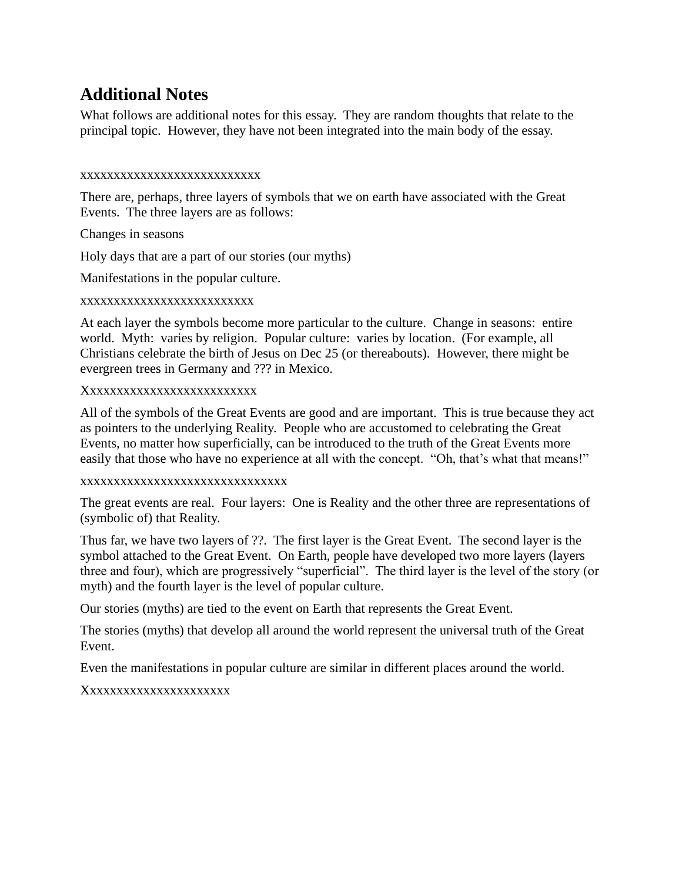## Additional Notes

What follows are additional notes for this essay. They are random thoughts that relate to the principal topic. However, they have not been integrated into the main body of the essay.

xxxxxxxxxxxxxxxxxxxxxxxxxxx

There are, perhaps, three layers of symbols that we on earth have associated with the Great Events. The three layers are as follows:

Changes in seasons

Holy days that are a part of our stories (our myths)

Manifestations in the popular culture.

xxxxxxxxxxxxxxxxxxxxxxxxxx

At each layer the symbols become more particular to the culture. Change in seasons: entire world. Myth: varies by religion. Popular culture: varies by location. (For example, all Christians celebrate the birth of Jesus on Dec 25 (or thereabouts). However, there might be evergreen trees in Germany and ??? in Mexico.

Xxxxxxxxxxxxxxxxxxxxxxxxx

All of the symbols of the Great Events are good and are important. This is true because they act as pointers to the underlying Reality. People who are accustomed to celebrating the Great Events, no matter how superficially, can be introduced to the truth of the Great Events more easily that those who have no experience at all with the concept. “Oh, that’s what that means!”

xxxxxxxxxxxxxxxxxxxxxxxxxxxxxxx

The great events are real. Four layers: One is Reality and the other three are representations of (symbolic of) that Reality.

Thus far, we have two layers of ??. The first layer is the Great Event. The second layer is the symbol attached to the Great Event. On Earth, people have developed two more layers (layers three and four), which are progressively “superficial”. The third layer is the level of the story (or myth) and the fourth layer is the level of popular culture.

Our stories (myths) are tied to the event on Earth that represents the Great Event.

The stories (myths) that develop all around the world represent the universal truth of the Great Event.

Even the manifestations in popular culture are similar in different places around the world.

Xxxxxxxxxxxxxxxxxxxxx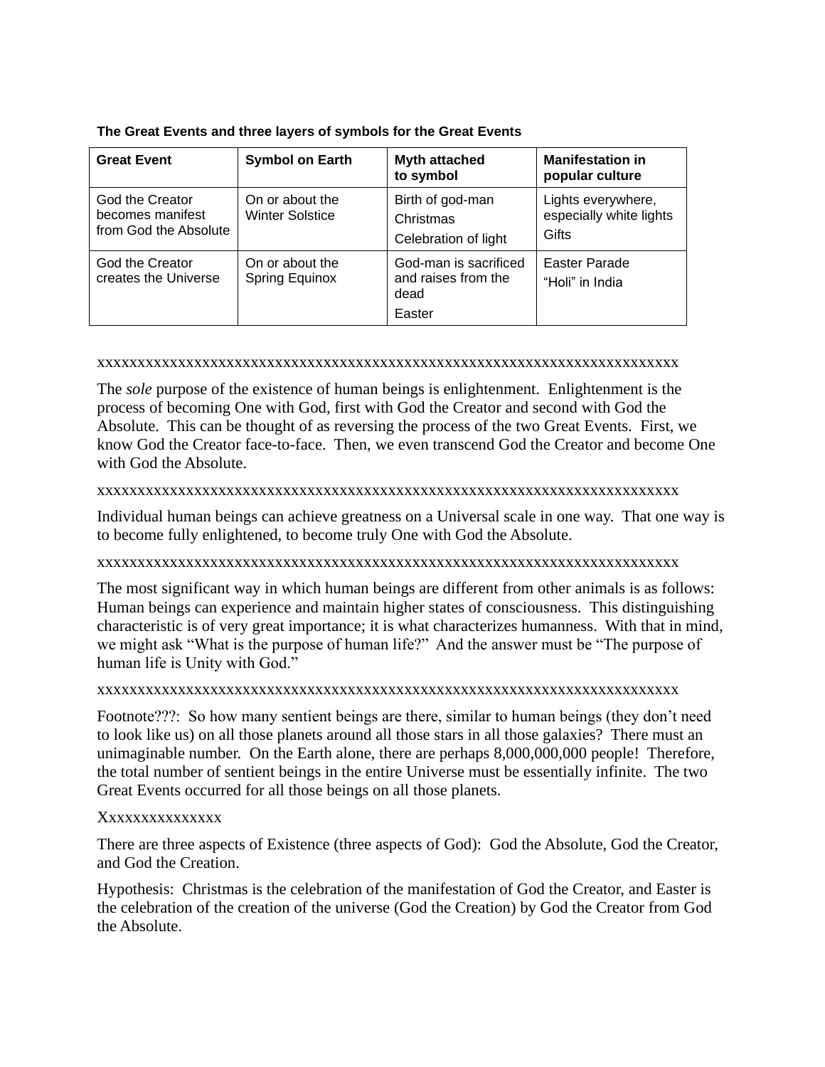**The Great Events and three layers of symbols for the Great Events**

| Great Event | Symbol on Earth | Myth attached to symbol | Manifestation in popular culture |
|---|---|---|---|
| God the Creator becomes manifest from God the Absolute | On or about the Winter Solstice | Birth of god-man<br>Christmas<br>Celebration of light | Lights everywhere, especially white lights<br>Gifts |
| God the Creator creates the Universe | On or about the Spring Equinox | God-man is sacrificed and raises from the dead<br>Easter | Easter Parade<br>"Holi" in India |

xxxxxxxxxxxxxxxxxxxxxxxxxxxxxxxxxxxxxxxxxxxxxxxxxxxxxxxxxxxxxxxxxxxxxx

The *sole* purpose of the existence of human beings is enlightenment. Enlightenment is the process of becoming One with God, first with God the Creator and second with God the Absolute. This can be thought of as reversing the process of the two Great Events. First, we know God the Creator face-to-face. Then, we even transcend God the Creator and become One with God the Absolute.

xxxxxxxxxxxxxxxxxxxxxxxxxxxxxxxxxxxxxxxxxxxxxxxxxxxxxxxxxxxxxxxxxxxxxx

Individual human beings can achieve greatness on a Universal scale in one way. That one way is to become fully enlightened, to become truly One with God the Absolute.

xxxxxxxxxxxxxxxxxxxxxxxxxxxxxxxxxxxxxxxxxxxxxxxxxxxxxxxxxxxxxxxxxxxxxx

The most significant way in which human beings are different from other animals is as follows: Human beings can experience and maintain higher states of consciousness. This distinguishing characteristic is of very great importance; it is what characterizes humanness. With that in mind, we might ask "What is the purpose of human life?" And the answer must be "The purpose of human life is Unity with God."

xxxxxxxxxxxxxxxxxxxxxxxxxxxxxxxxxxxxxxxxxxxxxxxxxxxxxxxxxxxxxxxxxxxxxx

Footnote???: So how many sentient beings are there, similar to human beings (they don't need to look like us) on all those planets around all those stars in all those galaxies? There must an unimaginable number. On the Earth alone, there are perhaps 8,000,000,000 people! Therefore, the total number of sentient beings in the entire Universe must be essentially infinite. The two Great Events occurred for all those beings on all those planets.

Xxxxxxxxxxxxxxx

There are three aspects of Existence (three aspects of God): God the Absolute, God the Creator, and God the Creation.

Hypothesis: Christmas is the celebration of the manifestation of God the Creator, and Easter is the celebration of the creation of the universe (God the Creation) by God the Creator from God the Absolute.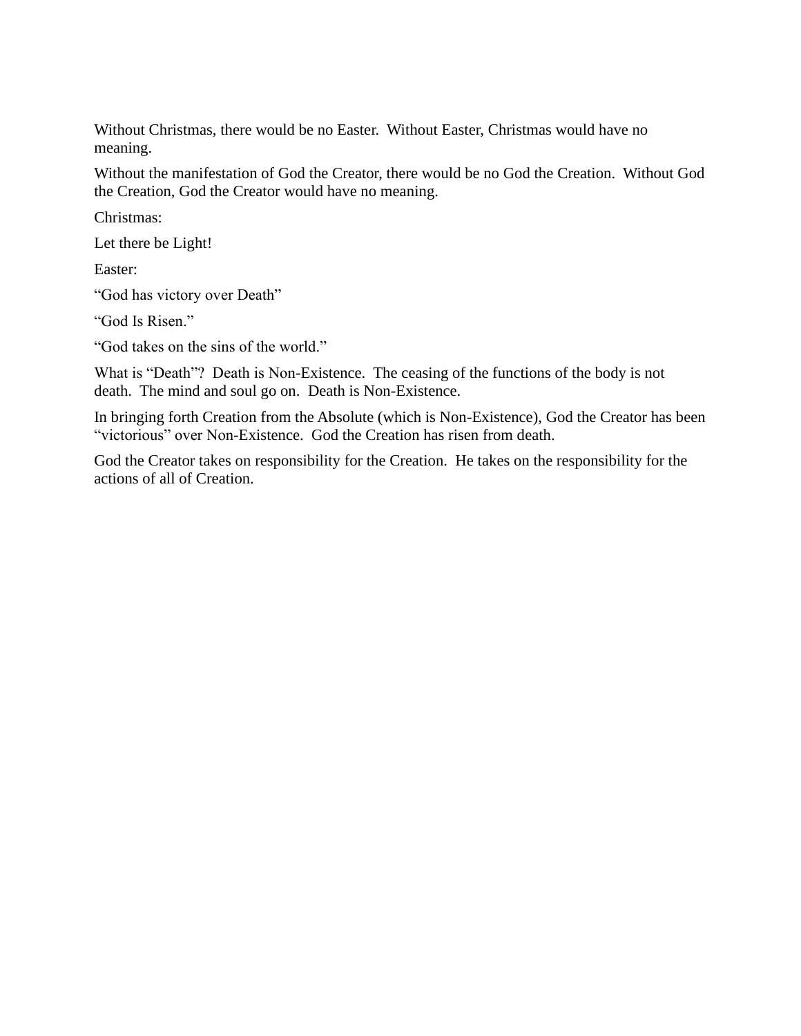Without Christmas, there would be no Easter.  Without Easter, Christmas would have no meaning.

Without the manifestation of God the Creator, there would be no God the Creation.  Without God the Creation, God the Creator would have no meaning.

Christmas:

Let there be Light!

Easter:

"God has victory over Death"

"God Is Risen."

"God takes on the sins of the world."

What is "Death"?  Death is Non-Existence.  The ceasing of the functions of the body is not death.  The mind and soul go on.  Death is Non-Existence.

In bringing forth Creation from the Absolute (which is Non-Existence), God the Creator has been "victorious" over Non-Existence.  God the Creation has risen from death.

God the Creator takes on responsibility for the Creation.  He takes on the responsibility for the actions of all of Creation.